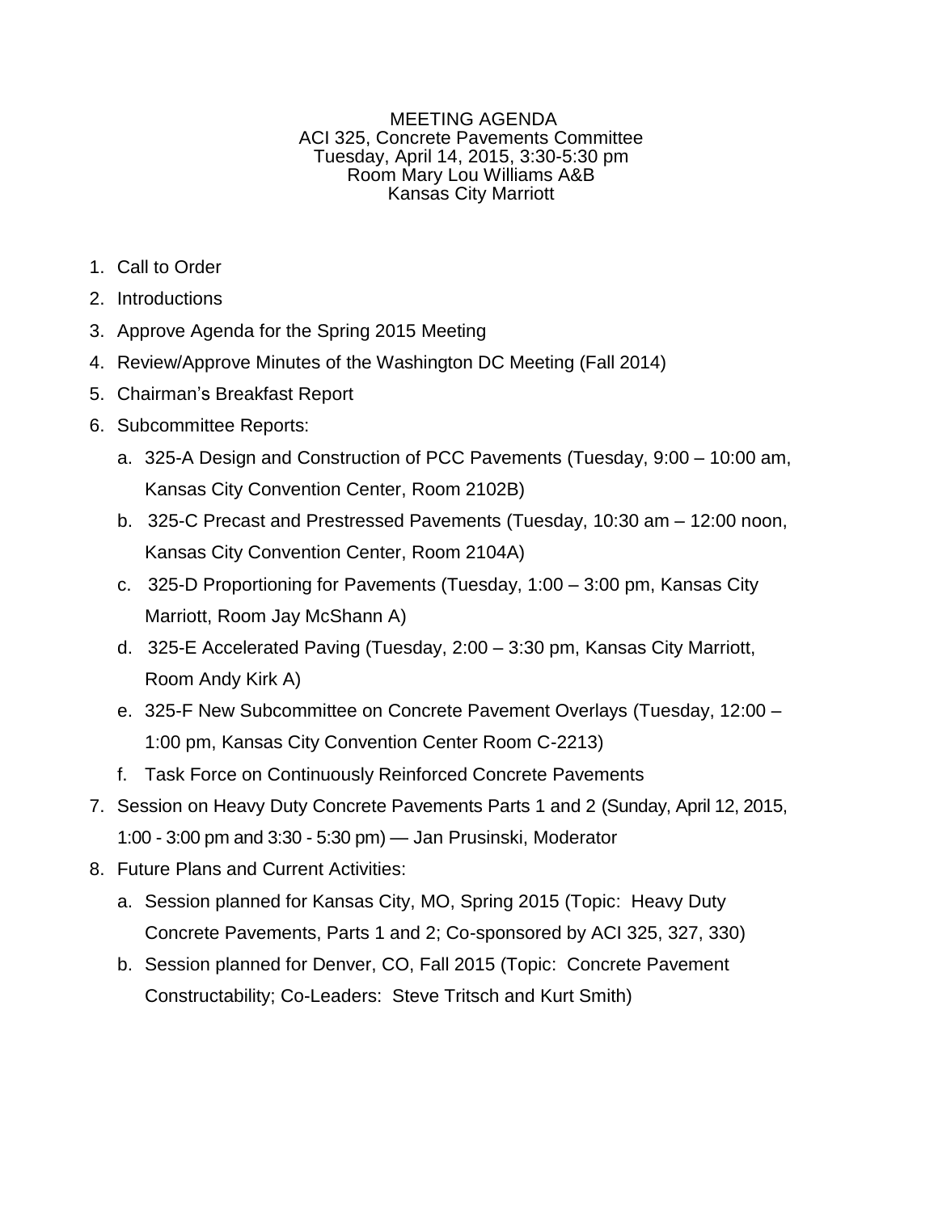MEETING AGENDA
ACI 325, Concrete Pavements Committee
Tuesday, April 14, 2015, 3:30-5:30 pm
Room Mary Lou Williams A&B
Kansas City Marriott

1. Call to Order
2. Introductions
3. Approve Agenda for the Spring 2015 Meeting
4. Review/Approve Minutes of the Washington DC Meeting (Fall 2014)
5. Chairman's Breakfast Report
6. Subcommittee Reports:
   a. 325-A Design and Construction of PCC Pavements (Tuesday, 9:00 – 10:00 am, Kansas City Convention Center, Room 2102B)
   b. 325-C Precast and Prestressed Pavements (Tuesday, 10:30 am – 12:00 noon, Kansas City Convention Center, Room 2104A)
   c. 325-D Proportioning for Pavements (Tuesday, 1:00 – 3:00 pm, Kansas City Marriott, Room Jay McShann A)
   d. 325-E Accelerated Paving (Tuesday, 2:00 – 3:30 pm, Kansas City Marriott, Room Andy Kirk A)
   e. 325-F New Subcommittee on Concrete Pavement Overlays (Tuesday, 12:00 – 1:00 pm, Kansas City Convention Center Room C-2213)
   f. Task Force on Continuously Reinforced Concrete Pavements
7. Session on Heavy Duty Concrete Pavements Parts 1 and 2 (Sunday, April 12, 2015, 1:00 - 3:00 pm and 3:30 - 5:30 pm) — Jan Prusinski, Moderator
8. Future Plans and Current Activities:
   a. Session planned for Kansas City, MO, Spring 2015 (Topic: Heavy Duty Concrete Pavements, Parts 1 and 2; Co-sponsored by ACI 325, 327, 330)
   b. Session planned for Denver, CO, Fall 2015 (Topic: Concrete Pavement Constructability; Co-Leaders: Steve Tritsch and Kurt Smith)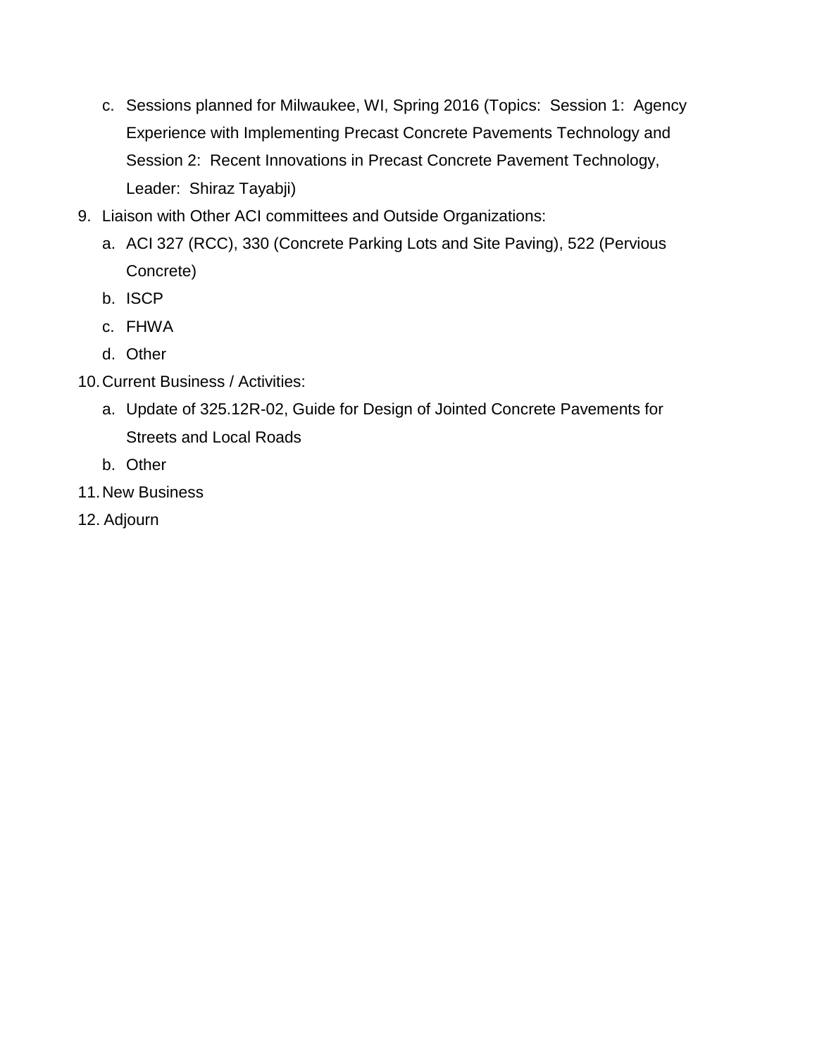c. Sessions planned for Milwaukee, WI, Spring 2016 (Topics: Session 1: Agency Experience with Implementing Precast Concrete Pavements Technology and Session 2: Recent Innovations in Precast Concrete Pavement Technology, Leader: Shiraz Tayabji)

9. Liaison with Other ACI committees and Outside Organizations:
   a. ACI 327 (RCC), 330 (Concrete Parking Lots and Site Paving), 522 (Pervious Concrete)
   b. ISCP
   c. FHWA
   d. Other
10. Current Business / Activities:
    a. Update of 325.12R-02, Guide for Design of Jointed Concrete Pavements for Streets and Local Roads
    b. Other
11. New Business
12. Adjourn